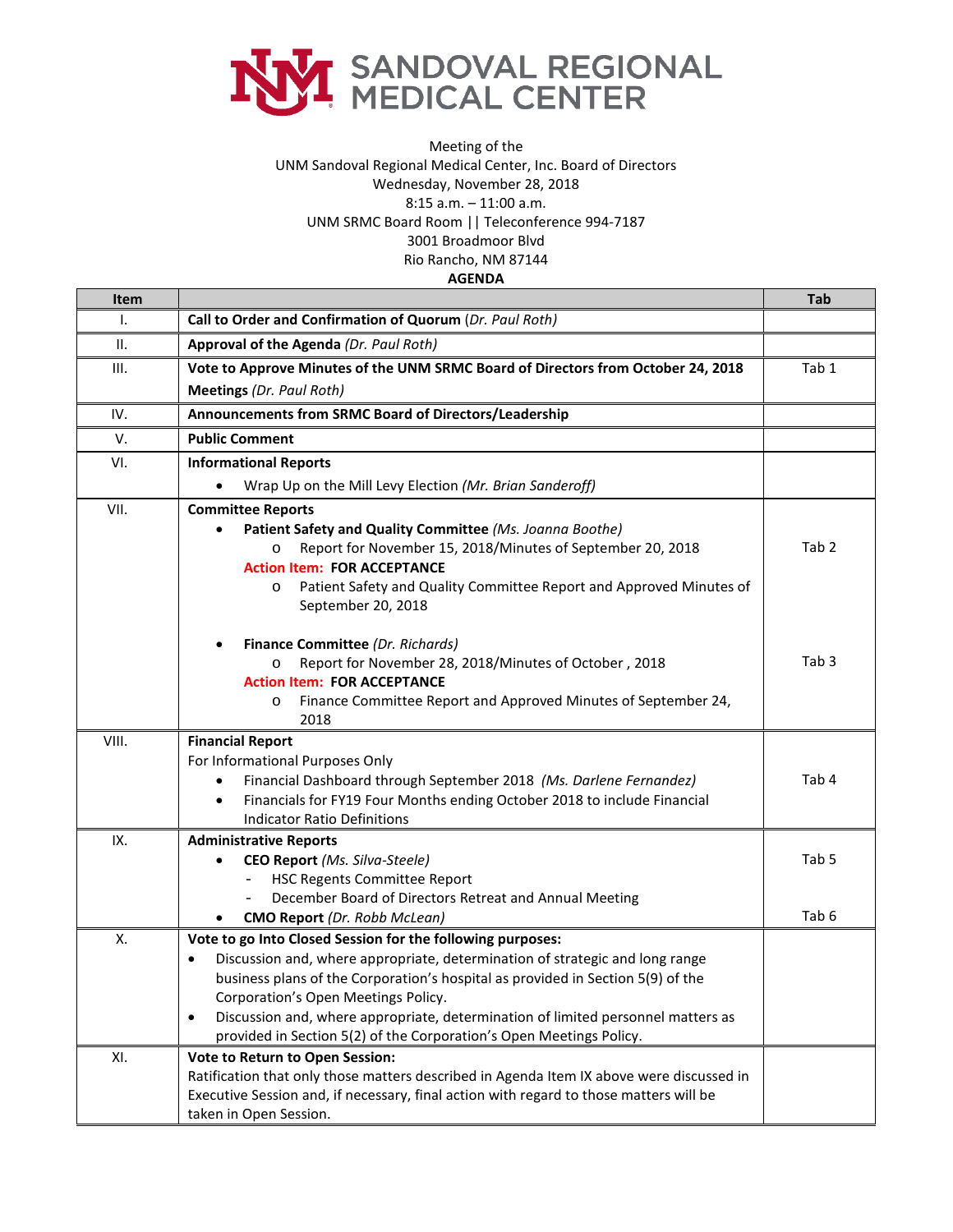# SANDOVAL REGIONAL MEDICAL CENTER

Meeting of the
UNM Sandoval Regional Medical Center, Inc. Board of Directors
Wednesday, November 28, 2018
8:15 a.m. – 11:00 a.m.
UNM SRMC Board Room || Teleconference 994-7187
3001 Broadmoor Blvd
Rio Rancho, NM 87144

**AGENDA**

| Item | | Tab |
|---|---|---|
| I. | **Call to Order and Confirmation of Quorum** (*Dr. Paul Roth)* | |
| II. | **Approval of the Agenda** *(Dr. Paul Roth)* | |
| III. | **Vote to Approve Minutes of the UNM SRMC Board of Directors from October 24, 2018 Meetings** *(Dr. Paul Roth)* | Tab 1 |
| IV. | **Announcements from SRMC Board of Directors/Leadership** | |
| V. | **Public Comment** | |
| VI. | **Informational Reports**<br>• Wrap Up on the Mill Levy Election *(Mr. Brian Sanderoff)* | |
| VII. | **Committee Reports**<br>• **Patient Safety and Quality Committee** *(Ms. Joanna Boothe)*<br>o Report for November 15, 2018/Minutes of September 20, 2018<br>**Action Item: FOR ACCEPTANCE**<br>o Patient Safety and Quality Committee Report and Approved Minutes of September 20, 2018<br><br>• **Finance Committee** *(Dr. Richards)*<br>o Report for November 28, 2018/Minutes of October , 2018<br>**Action Item: FOR ACCEPTANCE**<br>o Finance Committee Report and Approved Minutes of September 24, 2018 | Tab 2<br><br><br><br><br>Tab 3 |
| VIII. | **Financial Report**<br>For Informational Purposes Only<br>• Financial Dashboard through September 2018 *(Ms. Darlene Fernandez)*<br>• Financials for FY19 Four Months ending October 2018 to include Financial Indicator Ratio Definitions | Tab 4 |
| IX. | **Administrative Reports**<br>• **CEO Report** *(Ms. Silva-Steele)*<br>- HSC Regents Committee Report<br>- December Board of Directors Retreat and Annual Meeting<br>• **CMO Report** *(Dr. Robb McLean)* | Tab 5<br><br><br>Tab 6 |
| X. | **Vote to go Into Closed Session for the following purposes:**<br>• Discussion and, where appropriate, determination of strategic and long range business plans of the Corporation's hospital as provided in Section 5(9) of the Corporation's Open Meetings Policy.<br>• Discussion and, where appropriate, determination of limited personnel matters as provided in Section 5(2) of the Corporation's Open Meetings Policy. | |
| XI. | **Vote to Return to Open Session:**<br>Ratification that only those matters described in Agenda Item IX above were discussed in Executive Session and, if necessary, final action with regard to those matters will be taken in Open Session. | |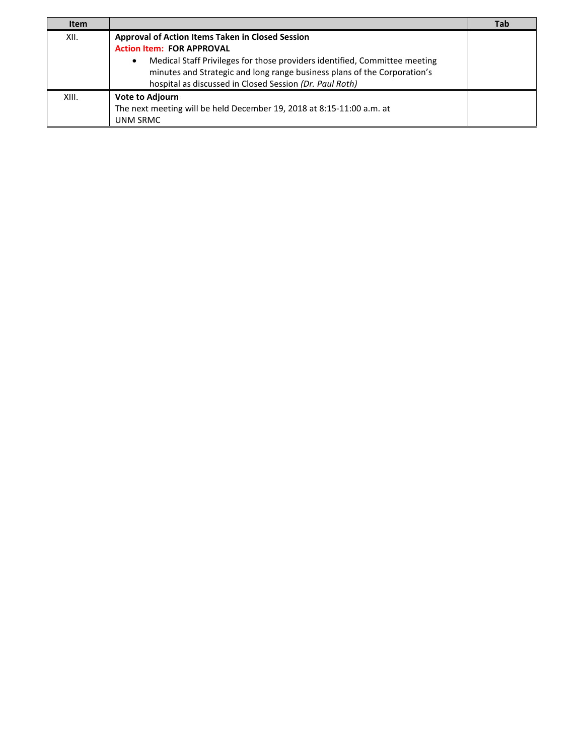| Item | | Tab |
|---|---|---|
| XII. | **Approval of Action Items Taken in Closed Session**<br>**Action Item: FOR APPROVAL**<br>• Medical Staff Privileges for those providers identified, Committee meeting minutes and Strategic and long range business plans of the Corporation's hospital as discussed in Closed Session *(Dr. Paul Roth)* | |
| XIII. | **Vote to Adjourn**<br>The next meeting will be held December 19, 2018 at 8:15-11:00 a.m. at UNM SRMC | |